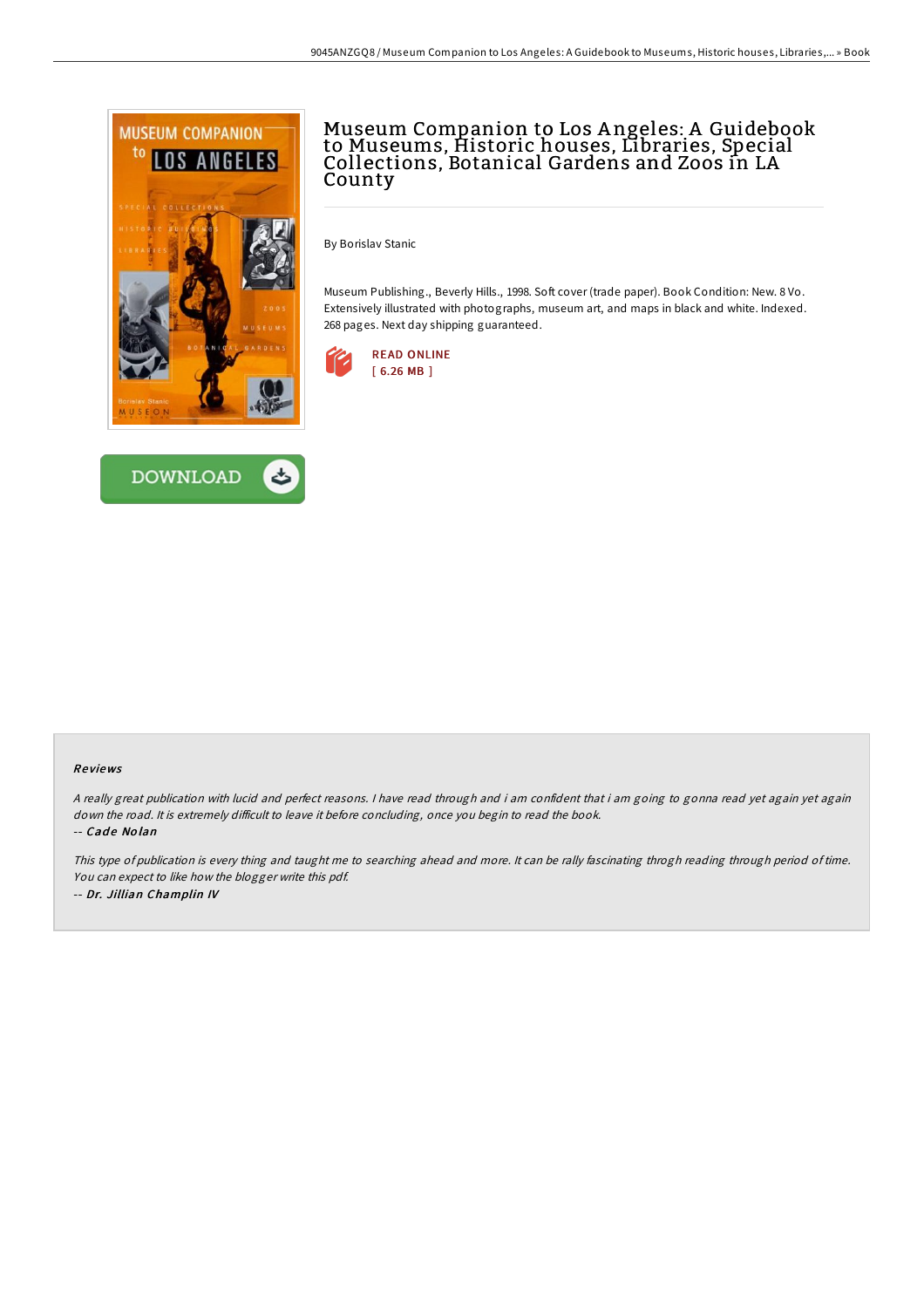# Museum Companion to Los Angeles: A Guidebook to Museums, Historic houses, Libraries, Special Collections, Botanical Gardens and Zoos in LA County

By Borislav Stanic

Museum Publishing., Beverly Hills., 1998. Soft cover (trade paper). Book Condition: New. 8 Vo. Extensively illustrated with photographs, museum art, and maps in black and white. Indexed. 268 pages. Next day shipping guaranteed.

READ ONLINE
[ 6.26 MB ]

DOWNLOAD

### Reviews

*A really great publication with lucid and perfect reasons. I have read through and i am confident that i am going to gonna read yet again yet again down the road. It is extremely difficult to leave it before concluding, once you begin to read the book.*

*-- Cade Nolan*

*This type of publication is every thing and taught me to searching ahead and more. It can be rally fascinating throgh reading through period of time. You can expect to like how the blogger write this pdf.*

*-- Dr. Jillian Champlin IV*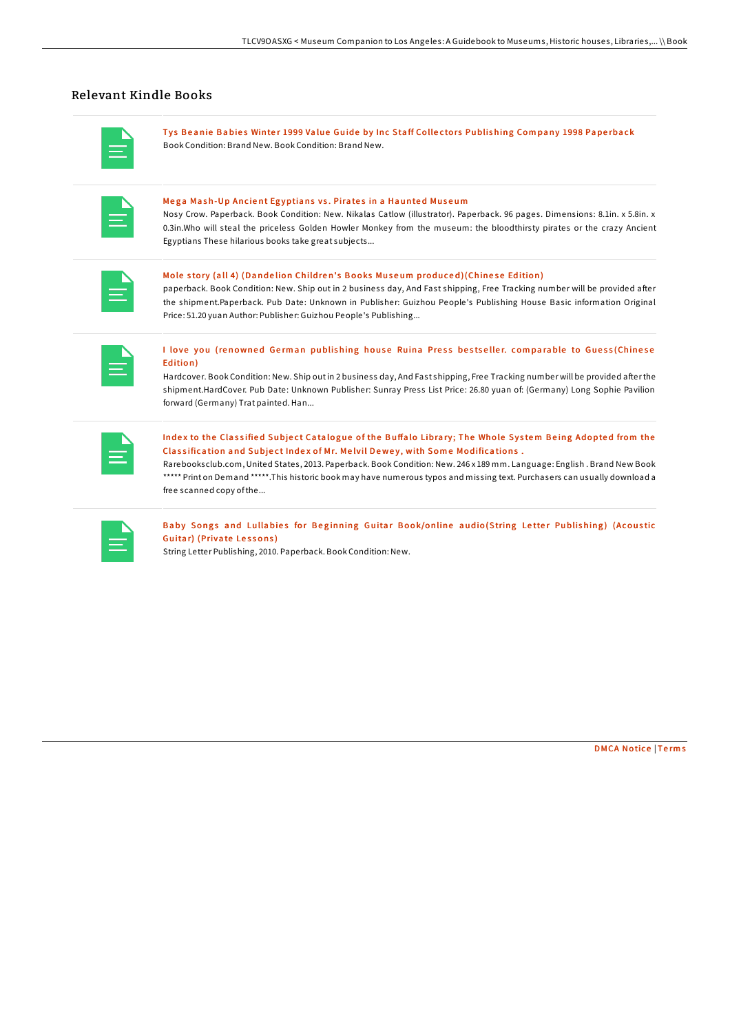## Relevant Kindle Books

**Tys Beanie Babies Winter 1999 Value Guide by Inc Staff Collectors Publishing Company 1998 Paperback**

Book Condition: Brand New. Book Condition: Brand New.

**Mega Mash-Up Ancient Egyptians vs. Pirates in a Haunted Museum**

Nosy Crow. Paperback. Book Condition: New. Nikalas Catlow (illustrator). Paperback. 96 pages. Dimensions: 8.1in. x 5.8in. x 0.3in.Who will steal the priceless Golden Howler Monkey from the museum: the bloodthirsty pirates or the crazy Ancient Egyptians These hilarious books take great subjects...

**Mole story (all 4) (Dandelion Children's Books Museum produced)(Chinese Edition)**

paperback. Book Condition: New. Ship out in 2 business day, And Fast shipping, Free Tracking number will be provided after the shipment.Paperback. Pub Date: Unknown in Publisher: Guizhou People's Publishing House Basic information Original Price: 51.20 yuan Author: Publisher: Guizhou People's Publishing...

**I love you (renowned German publishing house Ruina Press bestseller. comparable to Guess(Chinese Edition)**

Hardcover. Book Condition: New. Ship out in 2 business day, And Fast shipping, Free Tracking number will be provided after the shipment.HardCover. Pub Date: Unknown Publisher: Sunray Press List Price: 26.80 yuan of: (Germany) Long Sophie Pavilion forward (Germany) Trat painted. Han...

**Index to the Classified Subject Catalogue of the Buffalo Library; The Whole System Being Adopted from the Classification and Subject Index of Mr. Melvil Dewey, with Some Modifications .**

Rarebooksclub.com, United States, 2013. Paperback. Book Condition: New. 246 x 189 mm. Language: English . Brand New Book ***** Print on Demand *****.This historic book may have numerous typos and missing text. Purchasers can usually download a free scanned copy of the...

**Baby Songs and Lullabies for Beginning Guitar Book/online audio(String Letter Publishing) (Acoustic Guitar) (Private Lessons)**

String Letter Publishing, 2010. Paperback. Book Condition: New.

DMCA Notice | Terms